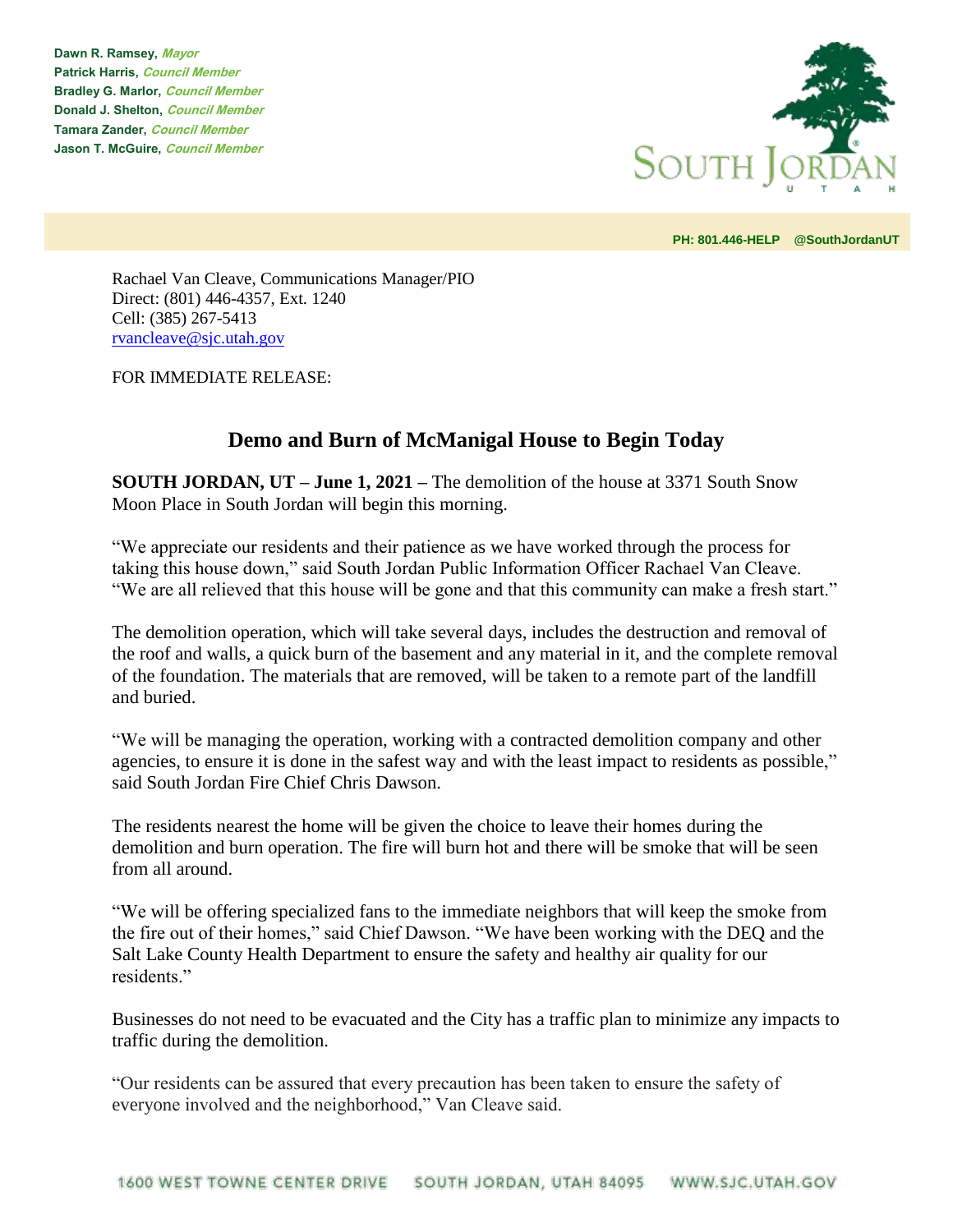**Dawn R. Ramsey,** ***Mayor***
**Patrick Harris,** ***Council Member***
**Bradley G. Marlor,** ***Council Member***
**Donald J. Shelton,** ***Council Member***
**Tamara Zander,** ***Council Member***
**Jason T. McGuire,** ***Council Member***

SOUTH JORDAN
UTAH

**PH: 801.446-HELP @SouthJordanUT**

Rachael Van Cleave, Communications Manager/PIO
Direct: (801) 446-4357, Ext. 1240
Cell: (385) 267-5413
rvancleave@sjc.utah.gov

FOR IMMEDIATE RELEASE:

# Demo and Burn of McManigal House to Begin Today

**SOUTH JORDAN, UT – June 1, 2021 –** The demolition of the house at 3371 South Snow Moon Place in South Jordan will begin this morning.

"We appreciate our residents and their patience as we have worked through the process for taking this house down," said South Jordan Public Information Officer Rachael Van Cleave. "We are all relieved that this house will be gone and that this community can make a fresh start."

The demolition operation, which will take several days, includes the destruction and removal of the roof and walls, a quick burn of the basement and any material in it, and the complete removal of the foundation. The materials that are removed, will be taken to a remote part of the landfill and buried.

"We will be managing the operation, working with a contracted demolition company and other agencies, to ensure it is done in the safest way and with the least impact to residents as possible," said South Jordan Fire Chief Chris Dawson.

The residents nearest the home will be given the choice to leave their homes during the demolition and burn operation. The fire will burn hot and there will be smoke that will be seen from all around.

"We will be offering specialized fans to the immediate neighbors that will keep the smoke from the fire out of their homes," said Chief Dawson. "We have been working with the DEQ and the Salt Lake County Health Department to ensure the safety and healthy air quality for our residents."

Businesses do not need to be evacuated and the City has a traffic plan to minimize any impacts to traffic during the demolition.

"Our residents can be assured that every precaution has been taken to ensure the safety of everyone involved and the neighborhood," Van Cleave said.

1600 WEST TOWNE CENTER DRIVE SOUTH JORDAN, UTAH 84095 WWW.SJC.UTAH.GOV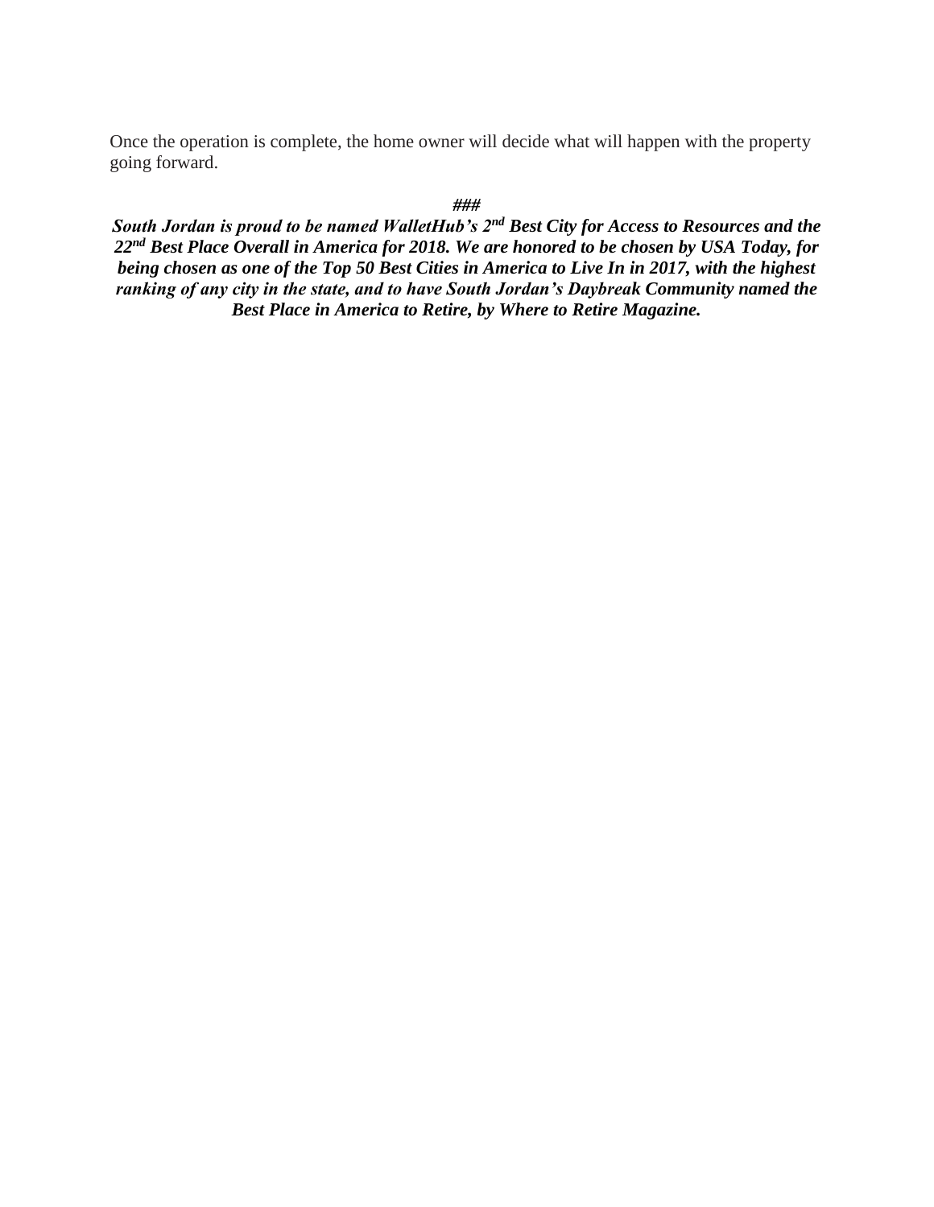Once the operation is complete, the home owner will decide what will happen with the property going forward.

***###***

***South Jordan is proud to be named WalletHub's 2nd Best City for Access to Resources and the 22nd Best Place Overall in America for 2018. We are honored to be chosen by USA Today, for being chosen as one of the Top 50 Best Cities in America to Live In in 2017, with the highest ranking of any city in the state, and to have South Jordan's Daybreak Community named the Best Place in America to Retire, by Where to Retire Magazine.***